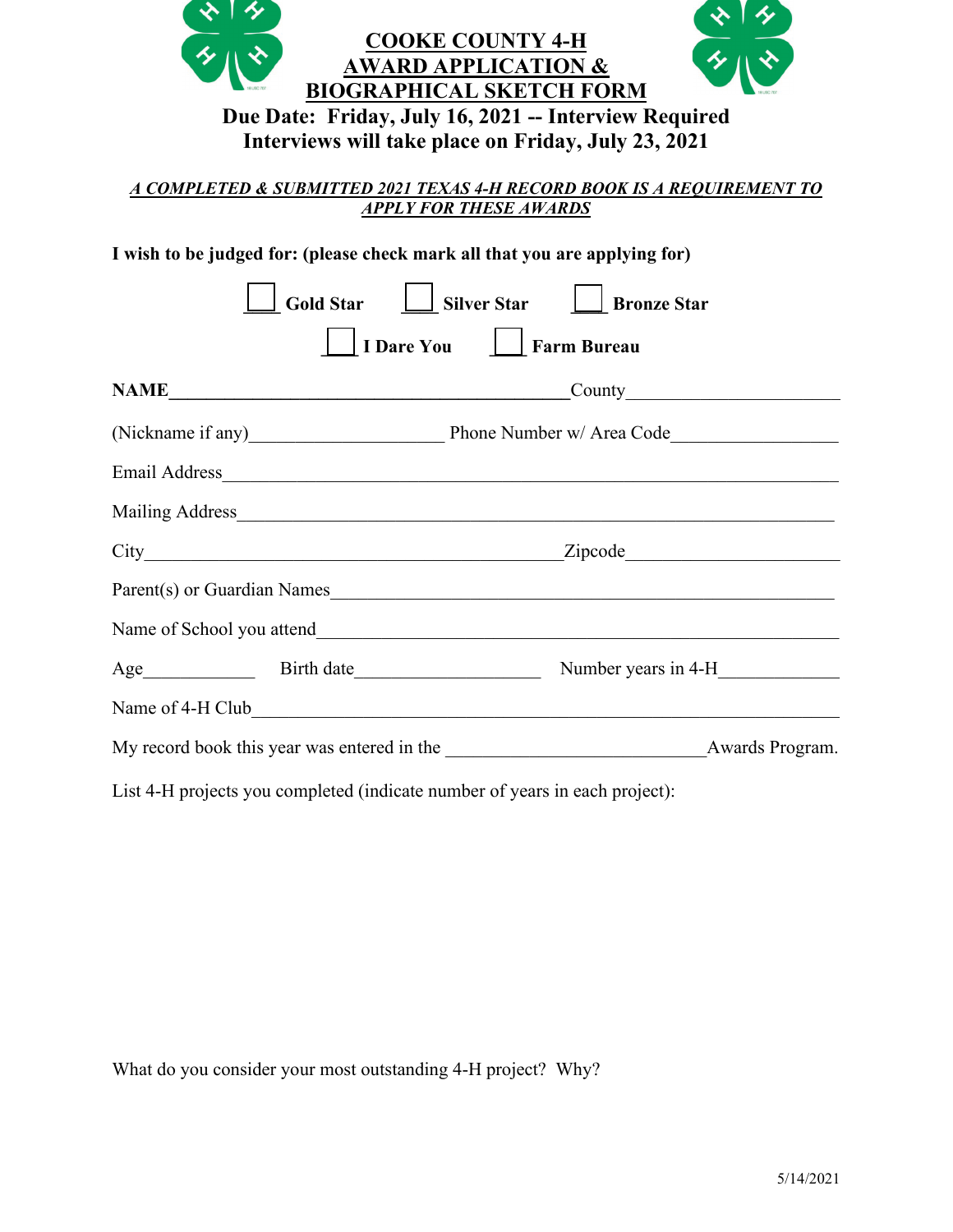# COOKE COUNTY 4-H AWARD APPLICATION & BIOGRAPHICAL SKETCH FORM

**Due Date: Friday, July 16, 2021 -- Interview Required**
**Interviews will take place on Friday, July 23, 2021**

***A COMPLETED & SUBMITTED 2021 TEXAS 4-H RECORD BOOK IS A REQUIREMENT TO APPLY FOR THESE AWARDS***

**I wish to be judged for: (please check mark all that you are applying for)**

- [ ] **Gold Star**
- [ ] **Silver Star**
- [ ] **Bronze Star**
- [ ] **I Dare You**
- [ ] **Farm Bureau**

**NAME**_____________________________________________County______________________

(Nickname if any)____________________ Phone Number w/ Area Code_________________

Email Address_______________________________________________________________

Mailing Address_____________________________________________________________

City_____________________________________________Zipcode______________________

Parent(s) or Guardian Names__________________________________________________

Name of School you attend___________________________________________________

Age___________ Birth date___________________ Number years in 4-H____________

Name of 4-H Club____________________________________________________________

My record book this year was entered in the ___________________________Awards Program.

List 4-H projects you completed (indicate number of years in each project):

What do you consider your most outstanding 4-H project? Why?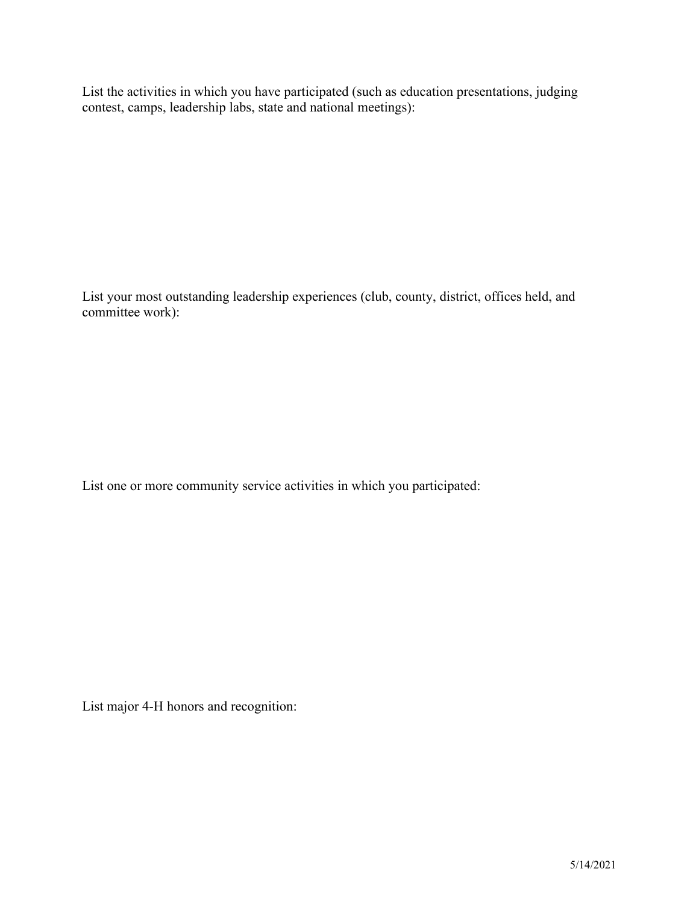List the activities in which you have participated (such as education presentations, judging contest, camps, leadership labs, state and national meetings):

List your most outstanding leadership experiences (club, county, district, offices held, and committee work):

List one or more community service activities in which you participated:

List major 4-H honors and recognition:

5/14/2021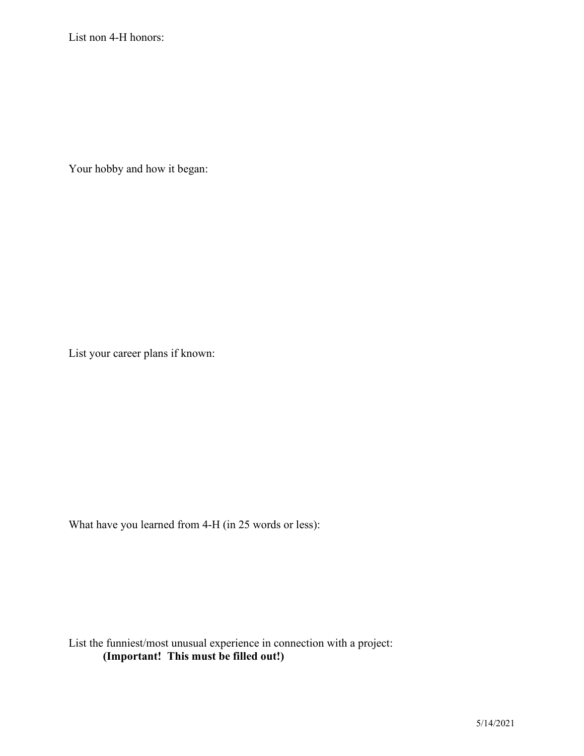List non 4-H honors:

Your hobby and how it began:

List your career plans if known:

What have you learned from 4-H (in 25 words or less):

List the funniest/most unusual experience in connection with a project:
**(Important! This must be filled out!)**

5/14/2021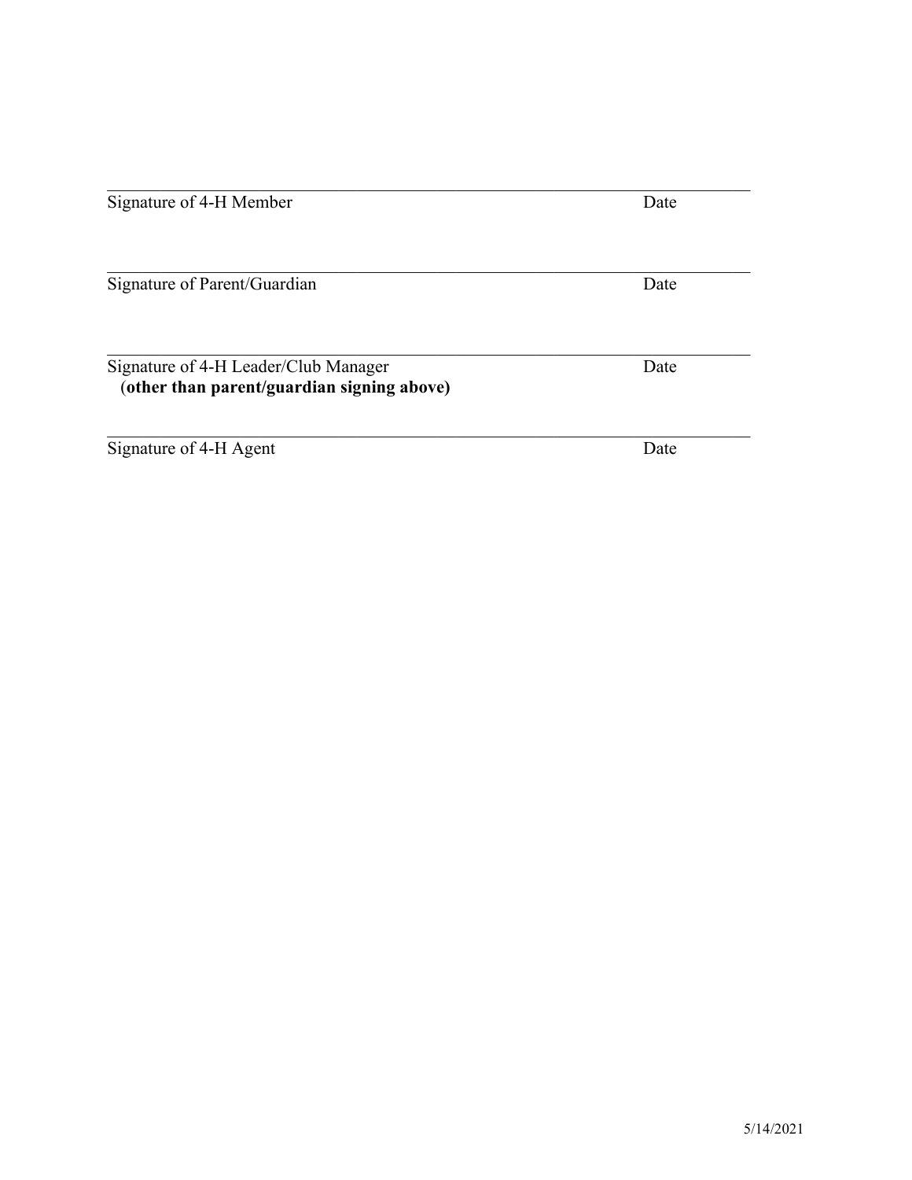______________________________________________________________________

Signature of 4-H Member Date

______________________________________________________________________

Signature of Parent/Guardian Date

______________________________________________________________________

Signature of 4-H Leader/Club Manager Date
(**other than parent/guardian signing above)**

______________________________________________________________________

Signature of 4-H Agent Date

5/14/2021